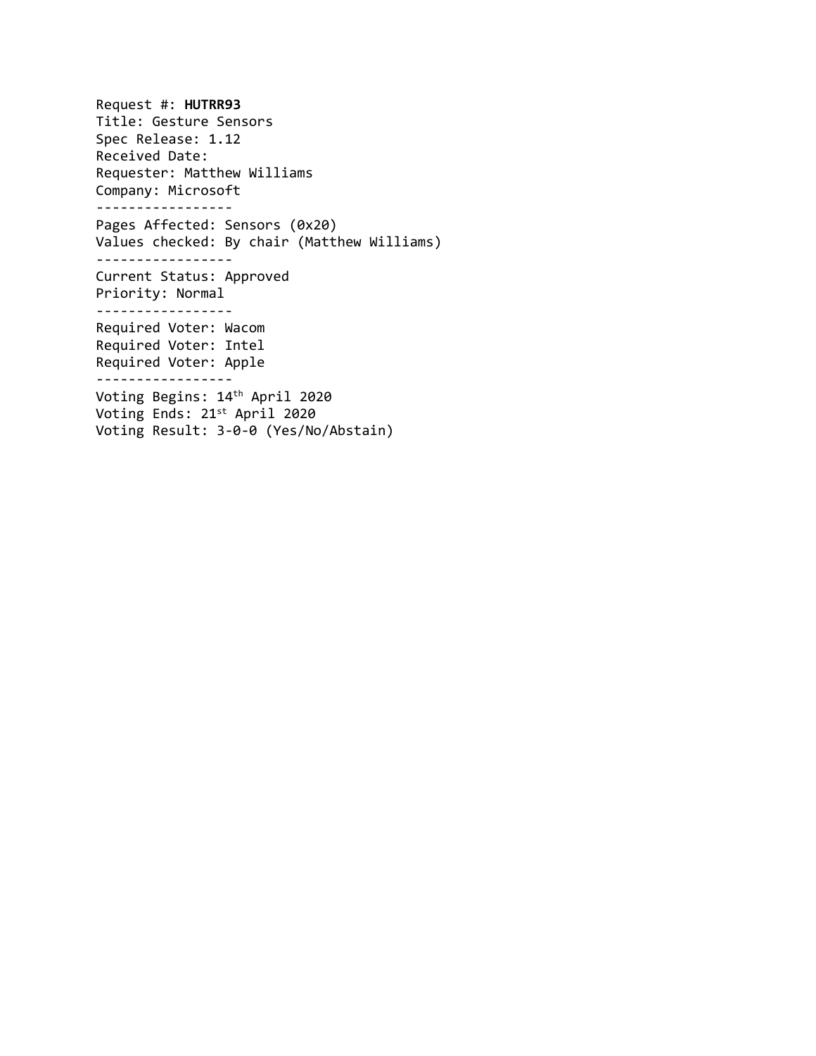Request #: **HUTRR93**
Title: Gesture Sensors
Spec Release: 1.12
Received Date:
Requester: Matthew Williams
Company: Microsoft

-----------------

Pages Affected: Sensors (0x20)
Values checked: By chair (Matthew Williams)

-----------------

Current Status: Approved
Priority: Normal

-----------------

Required Voter: Wacom
Required Voter: Intel
Required Voter: Apple

-----------------

Voting Begins: 14th April 2020
Voting Ends: 21st April 2020
Voting Result: 3-0-0 (Yes/No/Abstain)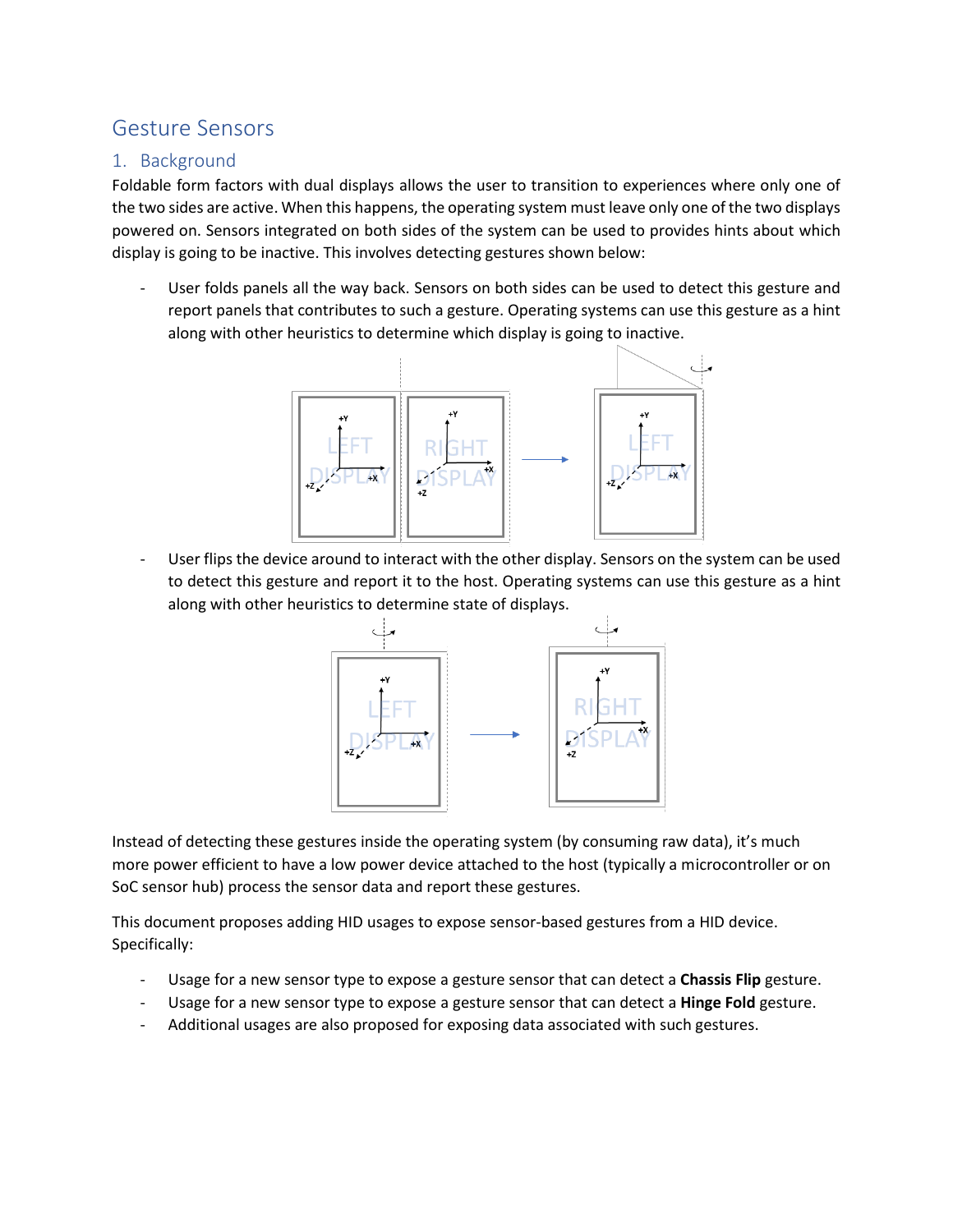# Gesture Sensors

## 1. Background

Foldable form factors with dual displays allows the user to transition to experiences where only one of the two sides are active. When this happens, the operating system must leave only one of the two displays powered on. Sensors integrated on both sides of the system can be used to provides hints about which display is going to be inactive. This involves detecting gestures shown below:

- User folds panels all the way back. Sensors on both sides can be used to detect this gesture and report panels that contributes to such a gesture. Operating systems can use this gesture as a hint along with other heuristics to determine which display is going to inactive.

- User flips the device around to interact with the other display. Sensors on the system can be used to detect this gesture and report it to the host. Operating systems can use this gesture as a hint along with other heuristics to determine state of displays.

Instead of detecting these gestures inside the operating system (by consuming raw data), it's much more power efficient to have a low power device attached to the host (typically a microcontroller or on SoC sensor hub) process the sensor data and report these gestures.

This document proposes adding HID usages to expose sensor-based gestures from a HID device. Specifically:

- Usage for a new sensor type to expose a gesture sensor that can detect a **Chassis Flip** gesture.
- Usage for a new sensor type to expose a gesture sensor that can detect a **Hinge Fold** gesture.
- Additional usages are also proposed for exposing data associated with such gestures.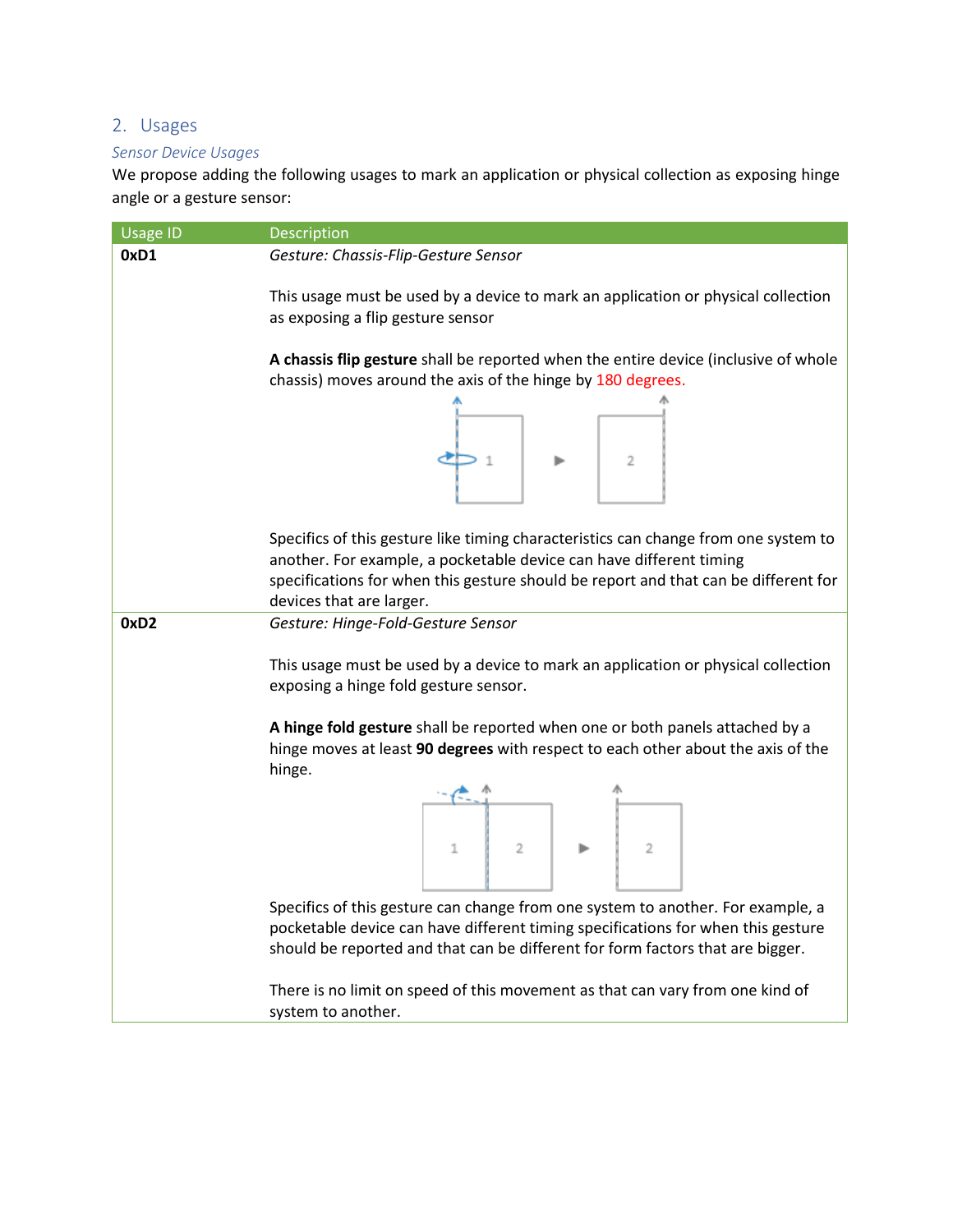## 2. Usages

### *Sensor Device Usages*

We propose adding the following usages to mark an application or physical collection as exposing hinge angle or a gesture sensor:

| Usage ID | Description |
|---|---|
| **0xD1** | *Gesture: Chassis-Flip-Gesture Sensor*<br><br>This usage must be used by a device to mark an application or physical collection as exposing a flip gesture sensor<br><br>**A chassis flip gesture** shall be reported when the entire device (inclusive of whole chassis) moves around the axis of the hinge by 180 degrees.<br><br>Specifics of this gesture like timing characteristics can change from one system to another. For example, a pocketable device can have different timing specifications for when this gesture should be report and that can be different for devices that are larger. |
| **0xD2** | *Gesture: Hinge-Fold-Gesture Sensor*<br><br>This usage must be used by a device to mark an application or physical collection exposing a hinge fold gesture sensor.<br><br>**A hinge fold gesture** shall be reported when one or both panels attached by a hinge moves at least **90 degrees** with respect to each other about the axis of the hinge.<br><br>Specifics of this gesture can change from one system to another. For example, a pocketable device can have different timing specifications for when this gesture should be reported and that can be different for form factors that are bigger.<br><br>There is no limit on speed of this movement as that can vary from one kind of system to another. |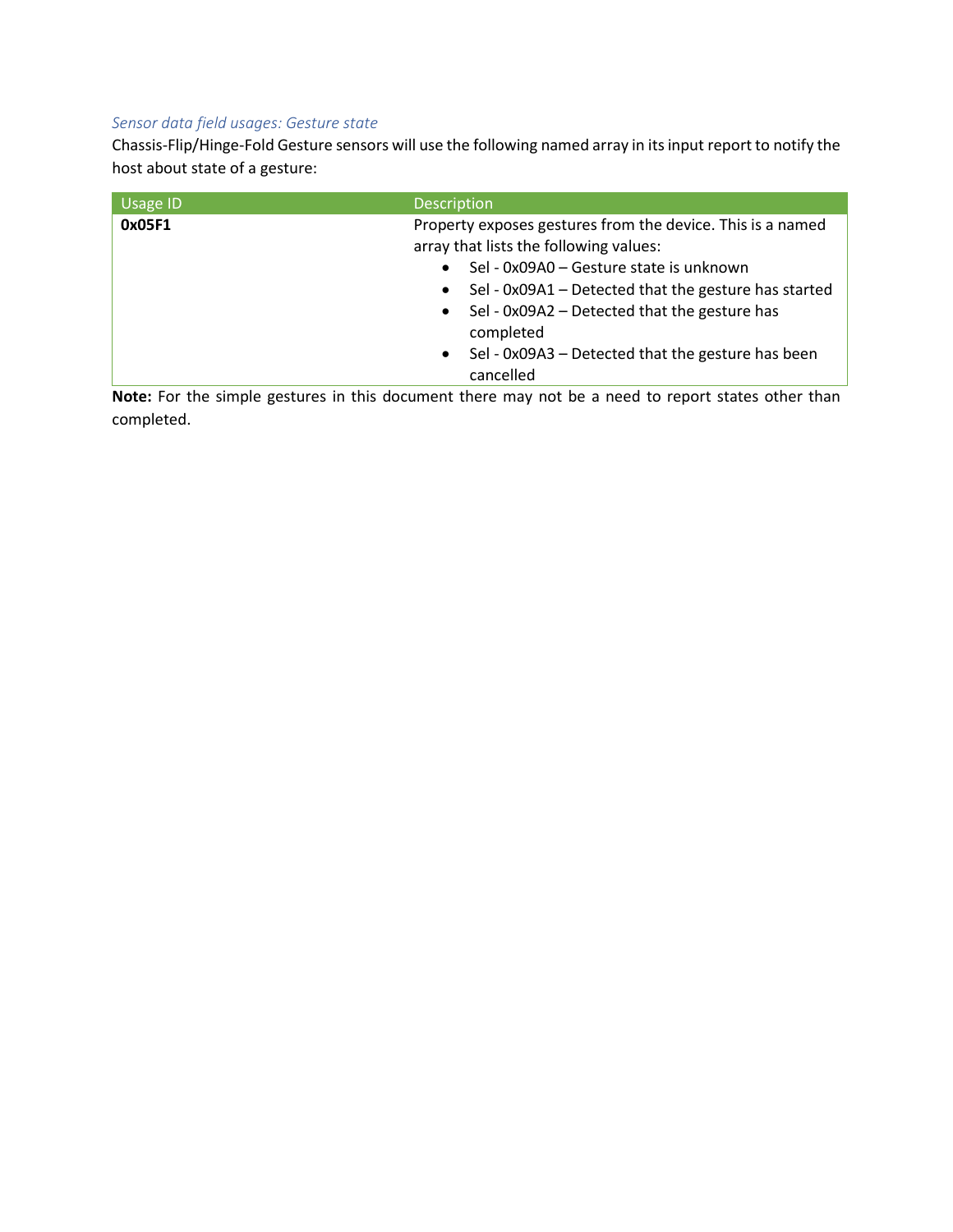### *Sensor data field usages: Gesture state*

Chassis-Flip/Hinge-Fold Gesture sensors will use the following named array in its input report to notify the host about state of a gesture:

| Usage ID | Description |
|---|---|
| **0x05F1** | Property exposes gestures from the device. This is a named array that lists the following values:<br>• Sel - 0x09A0 – Gesture state is unknown<br>• Sel - 0x09A1 – Detected that the gesture has started<br>• Sel - 0x09A2 – Detected that the gesture has completed<br>• Sel - 0x09A3 – Detected that the gesture has been cancelled |

**Note:** For the simple gestures in this document there may not be a need to report states other than completed.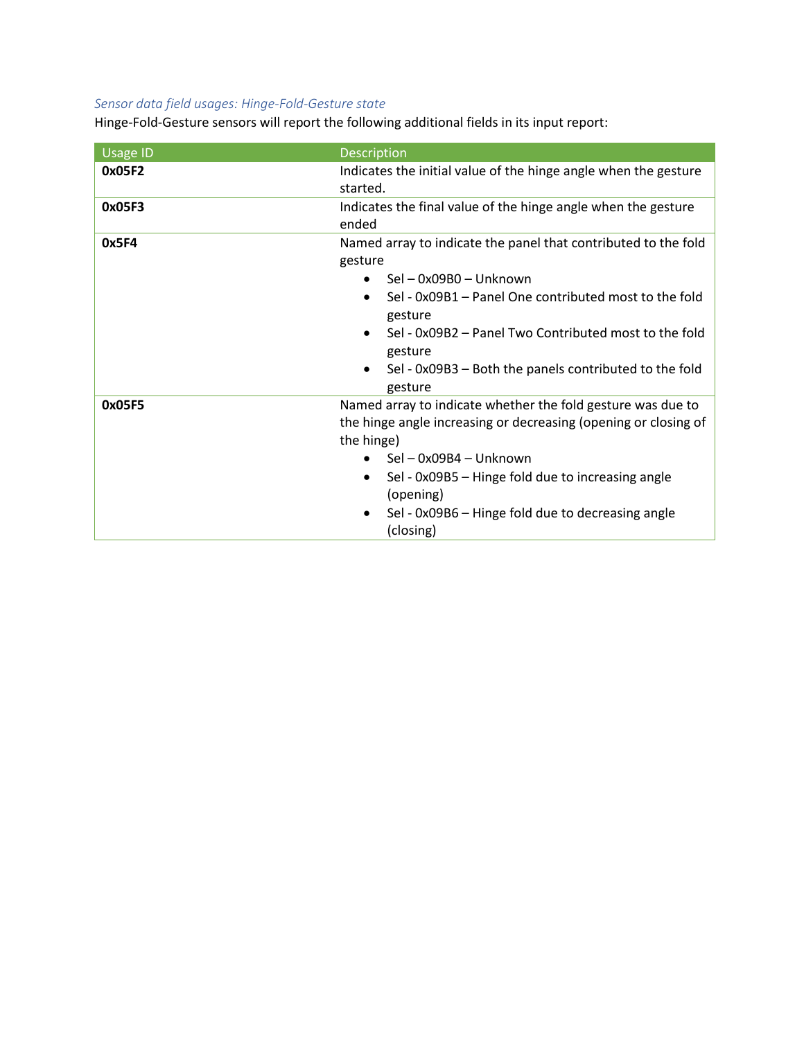*Sensor data field usages: Hinge-Fold-Gesture state*

Hinge-Fold-Gesture sensors will report the following additional fields in its input report:

| Usage ID | Description |
| --- | --- |
| **0x05F2** | Indicates the initial value of the hinge angle when the gesture started. |
| **0x05F3** | Indicates the final value of the hinge angle when the gesture ended |
| **0x5F4** | Named array to indicate the panel that contributed to the fold gesture<br>• Sel – 0x09B0 – Unknown<br>• Sel - 0x09B1 – Panel One contributed most to the fold gesture<br>• Sel - 0x09B2 – Panel Two Contributed most to the fold gesture<br>• Sel - 0x09B3 – Both the panels contributed to the fold gesture |
| **0x05F5** | Named array to indicate whether the fold gesture was due to the hinge angle increasing or decreasing (opening or closing of the hinge)<br>• Sel – 0x09B4 – Unknown<br>• Sel - 0x09B5 – Hinge fold due to increasing angle (opening)<br>• Sel - 0x09B6 – Hinge fold due to decreasing angle (closing) |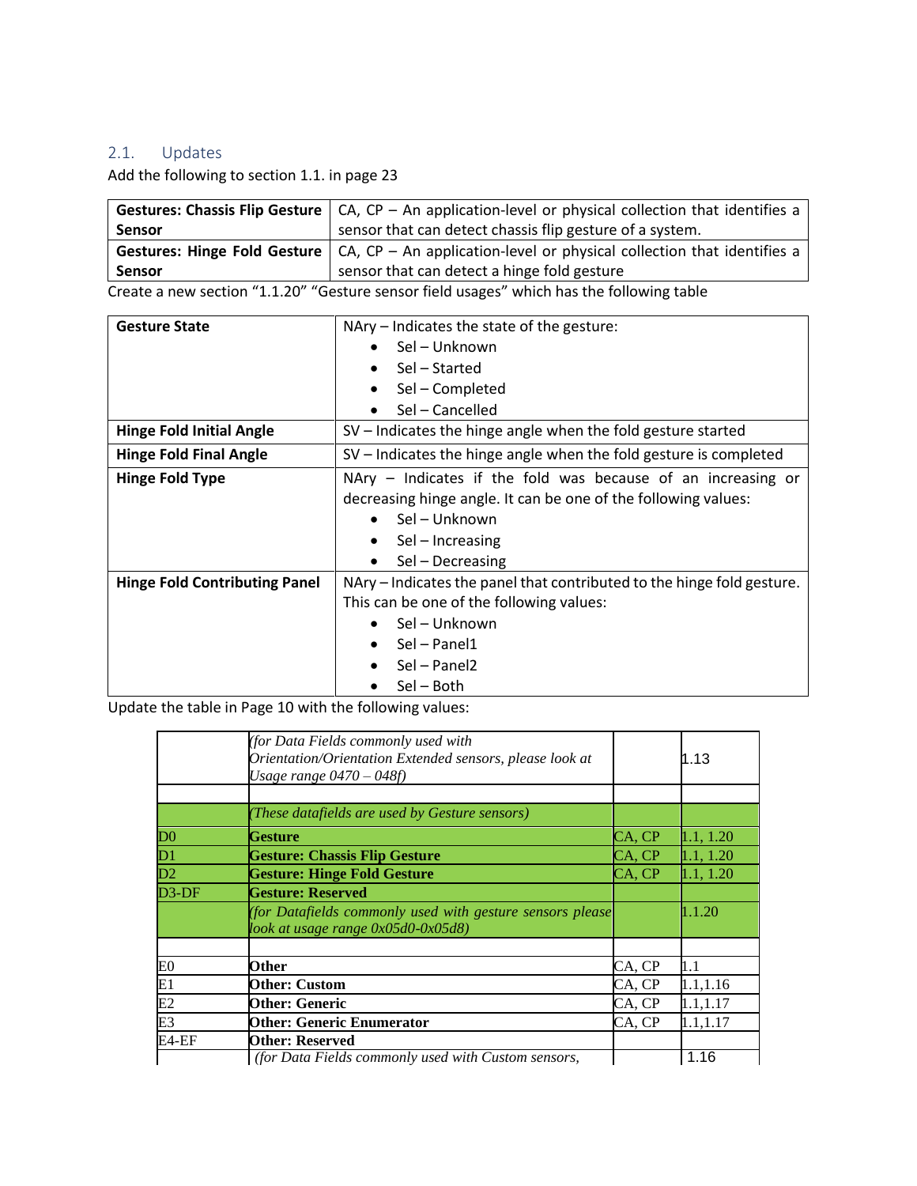## 2.1. Updates

Add the following to section 1.1. in page 23

| | |
|---|---|
| **Gestures: Chassis Flip Gesture Sensor** | CA, CP – An application-level or physical collection that identifies a sensor that can detect chassis flip gesture of a system. |
| **Gestures: Hinge Fold Gesture Sensor** | CA, CP – An application-level or physical collection that identifies a sensor that can detect a hinge fold gesture |

Create a new section "1.1.20" "Gesture sensor field usages" which has the following table

| | |
|---|---|
| **Gesture State** | NAry – Indicates the state of the gesture:<br>• Sel – Unknown<br>• Sel – Started<br>• Sel – Completed<br>• Sel – Cancelled |
| **Hinge Fold Initial Angle** | SV – Indicates the hinge angle when the fold gesture started |
| **Hinge Fold Final Angle** | SV – Indicates the hinge angle when the fold gesture is completed |
| **Hinge Fold Type** | NAry – Indicates if the fold was because of an increasing or decreasing hinge angle. It can be one of the following values:<br>• Sel – Unknown<br>• Sel – Increasing<br>• Sel – Decreasing |
| **Hinge Fold Contributing Panel** | NAry – Indicates the panel that contributed to the hinge fold gesture. This can be one of the following values:<br>• Sel – Unknown<br>• Sel – Panel1<br>• Sel – Panel2<br>• Sel – Both |

Update the table in Page 10 with the following values:

| | | | |
|---|---|---|---|
| | *(for Data Fields commonly used with Orientation/Orientation Extended sensors, please look at Usage range 0470 – 048f)* | | 1.13 |
| | | | |
| | *(These datafields are used by Gesture sensors)* | | |
| D0 | **Gesture** | CA, CP | 1.1, 1.20 |
| D1 | **Gesture: Chassis Flip Gesture** | CA, CP | 1.1, 1.20 |
| D2 | **Gesture: Hinge Fold Gesture** | CA, CP | 1.1, 1.20 |
| D3-DF | **Gesture: Reserved** | | |
| | *(for Datafields commonly used with gesture sensors please look at usage range 0x05d0-0x05d8)* | | 1.1.20 |
| | | | |
| E0 | **Other** | CA, CP | 1.1 |
| E1 | **Other: Custom** | CA, CP | 1.1,1.16 |
| E2 | **Other: Generic** | CA, CP | 1.1,1.17 |
| E3 | **Other: Generic Enumerator** | CA, CP | 1.1,1.17 |
| E4-EF | **Other: Reserved** | | |
| | *(for Data Fields commonly used with Custom sensors,* | | 1.16 |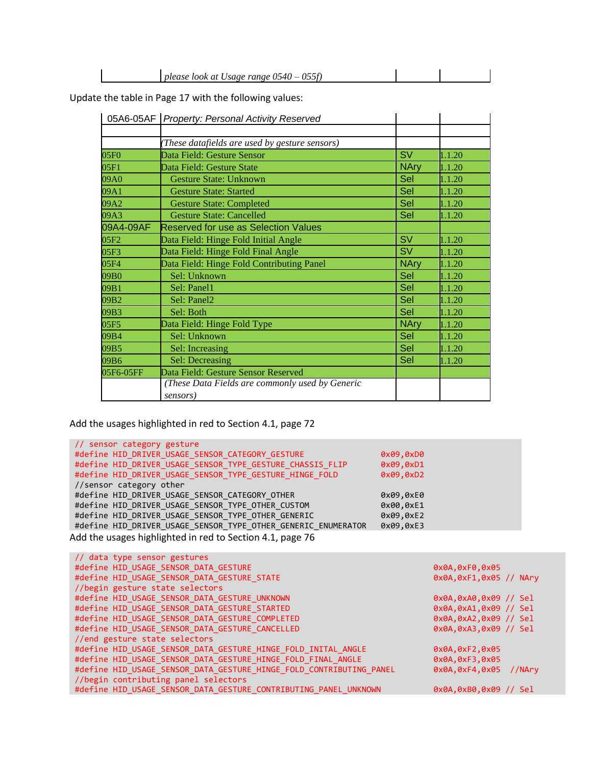| | please look at Usage range 0540 – 055f) | | |
|---|---|---|---|

Update the table in Page 17 with the following values:

| 05A6-05AF | Property: Personal Activity Reserved | | |
|---|---|---|---|
| | | | |
| | (These datafields are used by gesture sensors) | | |
| 05F0 | Data Field: Gesture Sensor | SV | 1.1.20 |
| 05F1 | Data Field: Gesture State | NAry | 1.1.20 |
| 09A0 | Gesture State: Unknown | Sel | 1.1.20 |
| 09A1 | Gesture State: Started | Sel | 1.1.20 |
| 09A2 | Gesture State: Completed | Sel | 1.1.20 |
| 09A3 | Gesture State: Cancelled | Sel | 1.1.20 |
| 09A4-09AF | Reserved for use as Selection Values | | |
| 05F2 | Data Field: Hinge Fold Initial Angle | SV | 1.1.20 |
| 05F3 | Data Field: Hinge Fold Final Angle | SV | 1.1.20 |
| 05F4 | Data Field: Hinge Fold Contributing Panel | NAry | 1.1.20 |
| 09B0 | Sel: Unknown | Sel | 1.1.20 |
| 09B1 | Sel: Panel1 | Sel | 1.1.20 |
| 09B2 | Sel: Panel2 | Sel | 1.1.20 |
| 09B3 | Sel: Both | Sel | 1.1.20 |
| 05F5 | Data Field: Hinge Fold Type | NAry | 1.1.20 |
| 09B4 | Sel: Unknown | Sel | 1.1.20 |
| 09B5 | Sel: Increasing | Sel | 1.1.20 |
| 09B6 | Sel: Decreasing | Sel | 1.1.20 |
| 05F6-05FF | Data Field: Gesture Sensor Reserved | | |
| | (These Data Fields are commonly used by Generic sensors) | | |

Add the usages highlighted in red to Section 4.1, page 72

```
// sensor category gesture
#define HID_DRIVER_USAGE_SENSOR_CATEGORY_GESTURE                  0x09,0xD0
#define HID_DRIVER_USAGE_SENSOR_TYPE_GESTURE_CHASSIS_FLIP         0x09,0xD1
#define HID_DRIVER_USAGE_SENSOR_TYPE_GESTURE_HINGE_FOLD           0x09,0xD2
//sensor category other
#define HID_DRIVER_USAGE_SENSOR_CATEGORY_OTHER                    0x09,0xE0
#define HID_DRIVER_USAGE_SENSOR_TYPE_OTHER_CUSTOM                 0x00,0xE1
#define HID_DRIVER_USAGE_SENSOR_TYPE_OTHER_GENERIC                0x09,0xE2
#define HID_DRIVER_USAGE_SENSOR_TYPE_OTHER_GENERIC_ENUMERATOR     0x09,0xE3
```

Add the usages highlighted in red to Section 4.1, page 76

```
// data type sensor gestures
#define HID_USAGE_SENSOR_DATA_GESTURE                                 0x0A,0xF0,0x05
#define HID_USAGE_SENSOR_DATA_GESTURE_STATE                           0x0A,0xF1,0x05 // NAry
//begin gesture state selectors
#define HID_USAGE_SENSOR_DATA_GESTURE_UNKNOWN                         0x0A,0xA0,0x09 // Sel
#define HID_USAGE_SENSOR_DATA_GESTURE_STARTED                         0x0A,0xA1,0x09 // Sel
#define HID_USAGE_SENSOR_DATA_GESTURE_COMPLETED                       0x0A,0xA2,0x09 // Sel
#define HID_USAGE_SENSOR_DATA_GESTURE_CANCELLED                       0x0A,0xA3,0x09 // Sel
//end gesture state selectors
#define HID_USAGE_SENSOR_DATA_GESTURE_HINGE_FOLD_INITAL_ANGLE         0x0A,0xF2,0x05
#define HID_USAGE_SENSOR_DATA_GESTURE_HINGE_FOLD_FINAL_ANGLE          0x0A,0xF3,0x05
#define HID_USAGE_SENSOR_DATA_GESTURE_HINGE_FOLD_CONTRIBUTING_PANEL   0x0A,0xF4,0x05  //NAry
//begin contributing panel selectors
#define HID_USAGE_SENSOR_DATA_GESTURE_CONTRIBUTING_PANEL_UNKNOWN      0x0A,0xB0,0x09 // Sel
```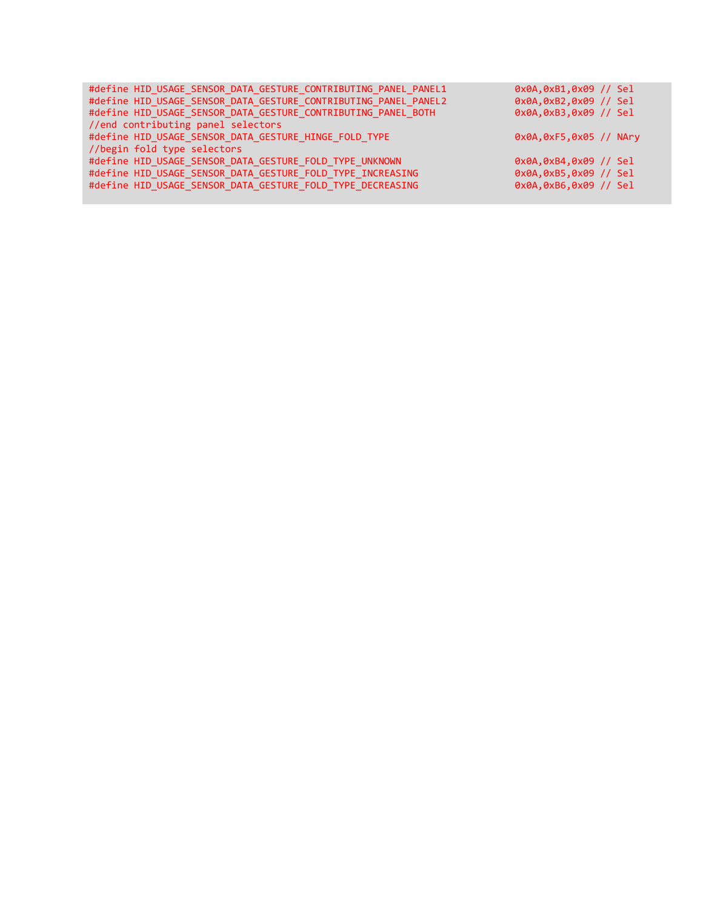```
#define HID_USAGE_SENSOR_DATA_GESTURE_CONTRIBUTING_PANEL_PANEL1           0x0A,0xB1,0x09 // Sel
#define HID_USAGE_SENSOR_DATA_GESTURE_CONTRIBUTING_PANEL_PANEL2           0x0A,0xB2,0x09 // Sel
#define HID_USAGE_SENSOR_DATA_GESTURE_CONTRIBUTING_PANEL_BOTH             0x0A,0xB3,0x09 // Sel
//end contributing panel selectors
#define HID_USAGE_SENSOR_DATA_GESTURE_HINGE_FOLD_TYPE                     0x0A,0xF5,0x05 // NAry
//begin fold type selectors
#define HID_USAGE_SENSOR_DATA_GESTURE_FOLD_TYPE_UNKNOWN                   0x0A,0xB4,0x09 // Sel
#define HID_USAGE_SENSOR_DATA_GESTURE_FOLD_TYPE_INCREASING                0x0A,0xB5,0x09 // Sel
#define HID_USAGE_SENSOR_DATA_GESTURE_FOLD_TYPE_DECREASING                0x0A,0xB6,0x09 // Sel
```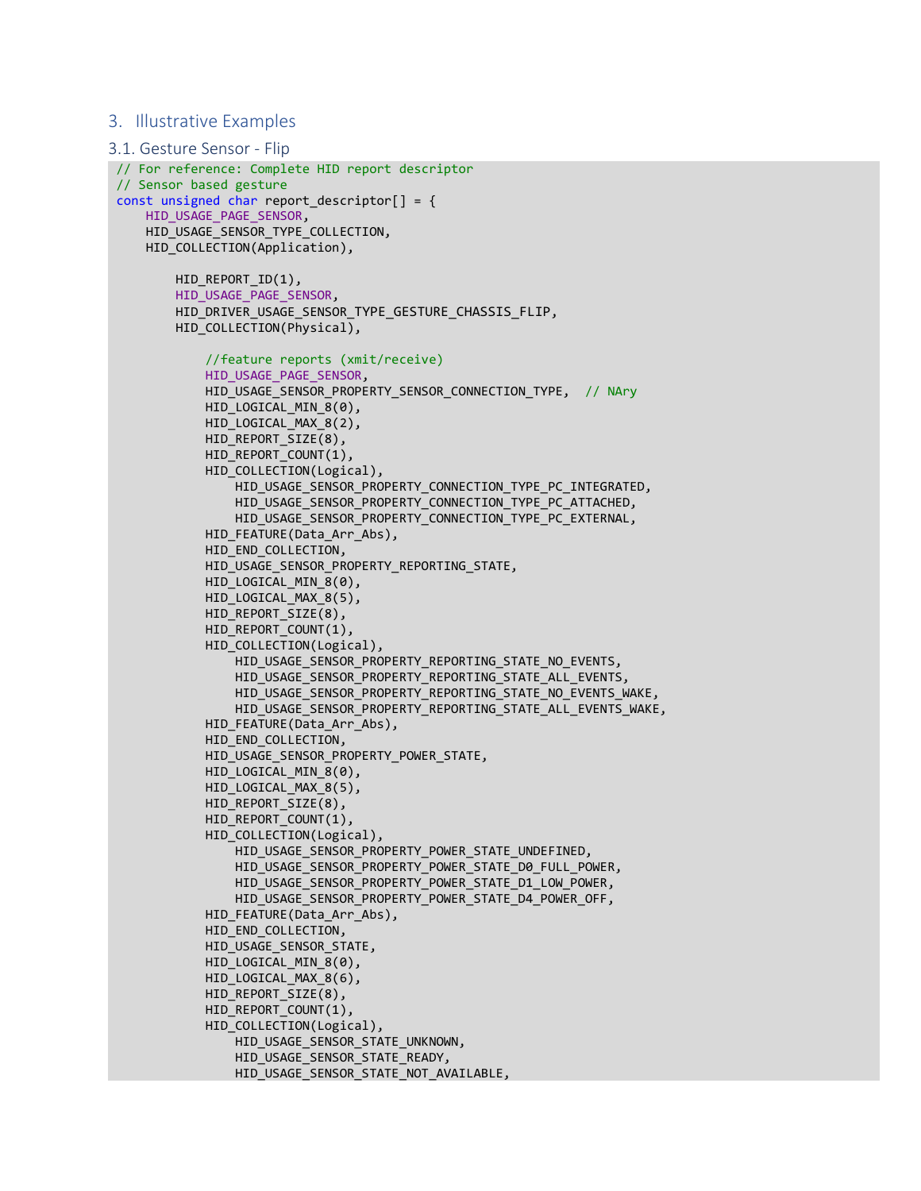## 3. Illustrative Examples

### 3.1. Gesture Sensor - Flip

```
// For reference: Complete HID report descriptor
// Sensor based gesture
const unsigned char report_descriptor[] = {
    HID_USAGE_PAGE_SENSOR,
    HID_USAGE_SENSOR_TYPE_COLLECTION,
    HID_COLLECTION(Application),

        HID_REPORT_ID(1),
        HID_USAGE_PAGE_SENSOR,
        HID_DRIVER_USAGE_SENSOR_TYPE_GESTURE_CHASSIS_FLIP,
        HID_COLLECTION(Physical),

            //feature reports (xmit/receive)
            HID_USAGE_PAGE_SENSOR,
            HID_USAGE_SENSOR_PROPERTY_SENSOR_CONNECTION_TYPE,  // NAry
            HID_LOGICAL_MIN_8(0),
            HID_LOGICAL_MAX_8(2),
            HID_REPORT_SIZE(8),
            HID_REPORT_COUNT(1),
            HID_COLLECTION(Logical),
                HID_USAGE_SENSOR_PROPERTY_CONNECTION_TYPE_PC_INTEGRATED,
                HID_USAGE_SENSOR_PROPERTY_CONNECTION_TYPE_PC_ATTACHED,
                HID_USAGE_SENSOR_PROPERTY_CONNECTION_TYPE_PC_EXTERNAL,
            HID_FEATURE(Data_Arr_Abs),
            HID_END_COLLECTION,
            HID_USAGE_SENSOR_PROPERTY_REPORTING_STATE,
            HID_LOGICAL_MIN_8(0),
            HID_LOGICAL_MAX_8(5),
            HID_REPORT_SIZE(8),
            HID_REPORT_COUNT(1),
            HID_COLLECTION(Logical),
                HID_USAGE_SENSOR_PROPERTY_REPORTING_STATE_NO_EVENTS,
                HID_USAGE_SENSOR_PROPERTY_REPORTING_STATE_ALL_EVENTS,
                HID_USAGE_SENSOR_PROPERTY_REPORTING_STATE_NO_EVENTS_WAKE,
                HID_USAGE_SENSOR_PROPERTY_REPORTING_STATE_ALL_EVENTS_WAKE,
            HID_FEATURE(Data_Arr_Abs),
            HID_END_COLLECTION,
            HID_USAGE_SENSOR_PROPERTY_POWER_STATE,
            HID_LOGICAL_MIN_8(0),
            HID_LOGICAL_MAX_8(5),
            HID_REPORT_SIZE(8),
            HID_REPORT_COUNT(1),
            HID_COLLECTION(Logical),
                HID_USAGE_SENSOR_PROPERTY_POWER_STATE_UNDEFINED,
                HID_USAGE_SENSOR_PROPERTY_POWER_STATE_D0_FULL_POWER,
                HID_USAGE_SENSOR_PROPERTY_POWER_STATE_D1_LOW_POWER,
                HID_USAGE_SENSOR_PROPERTY_POWER_STATE_D4_POWER_OFF,
            HID_FEATURE(Data_Arr_Abs),
            HID_END_COLLECTION,
            HID_USAGE_SENSOR_STATE,
            HID_LOGICAL_MIN_8(0),
            HID_LOGICAL_MAX_8(6),
            HID_REPORT_SIZE(8),
            HID_REPORT_COUNT(1),
            HID_COLLECTION(Logical),
                HID_USAGE_SENSOR_STATE_UNKNOWN,
                HID_USAGE_SENSOR_STATE_READY,
                HID_USAGE_SENSOR_STATE_NOT_AVAILABLE,
```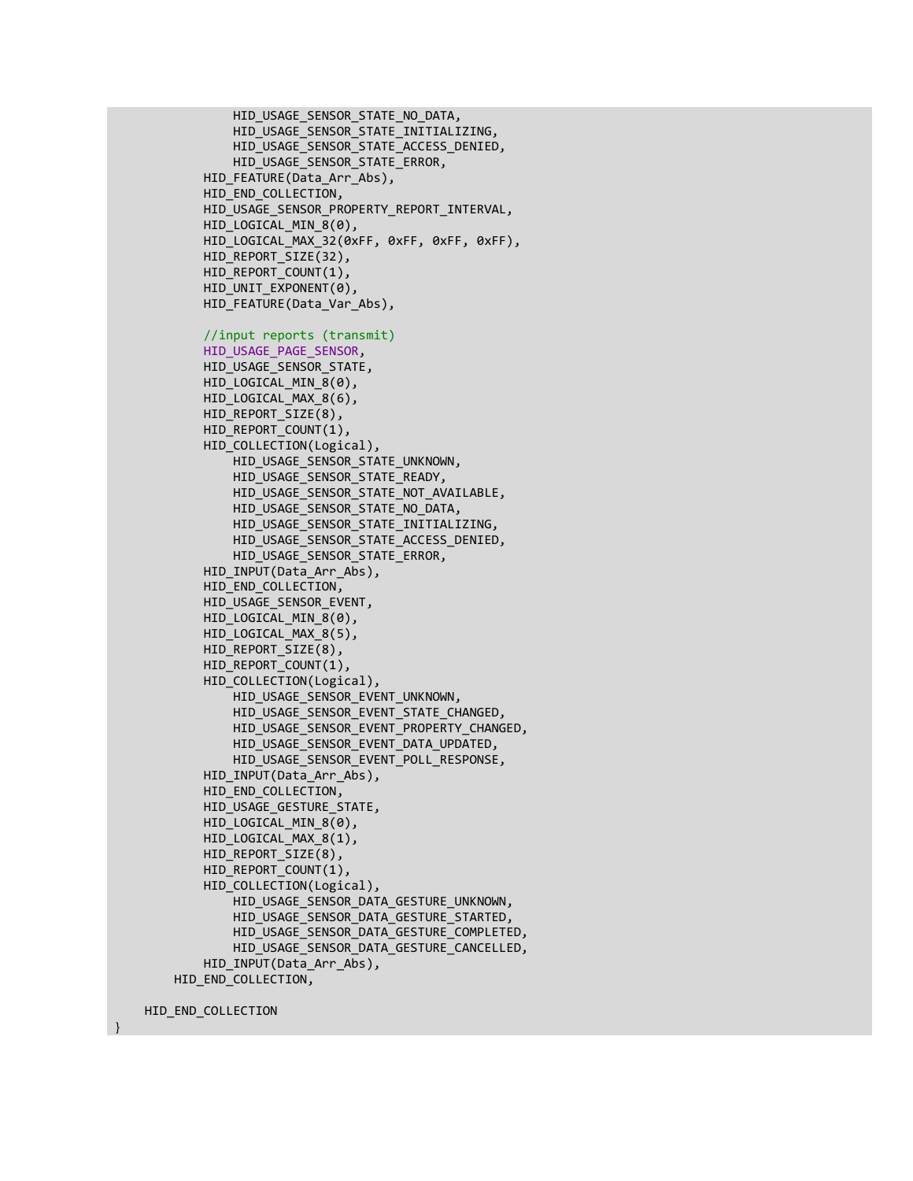```
                HID_USAGE_SENSOR_STATE_NO_DATA,
                HID_USAGE_SENSOR_STATE_INITIALIZING,
                HID_USAGE_SENSOR_STATE_ACCESS_DENIED,
                HID_USAGE_SENSOR_STATE_ERROR,
            HID_FEATURE(Data_Arr_Abs),
            HID_END_COLLECTION,
            HID_USAGE_SENSOR_PROPERTY_REPORT_INTERVAL,
            HID_LOGICAL_MIN_8(0),
            HID_LOGICAL_MAX_32(0xFF, 0xFF, 0xFF, 0xFF),
            HID_REPORT_SIZE(32),
            HID_REPORT_COUNT(1),
            HID_UNIT_EXPONENT(0),
            HID_FEATURE(Data_Var_Abs),

            //input reports (transmit)
            HID_USAGE_PAGE_SENSOR,
            HID_USAGE_SENSOR_STATE,
            HID_LOGICAL_MIN_8(0),
            HID_LOGICAL_MAX_8(6),
            HID_REPORT_SIZE(8),
            HID_REPORT_COUNT(1),
            HID_COLLECTION(Logical),
                HID_USAGE_SENSOR_STATE_UNKNOWN,
                HID_USAGE_SENSOR_STATE_READY,
                HID_USAGE_SENSOR_STATE_NOT_AVAILABLE,
                HID_USAGE_SENSOR_STATE_NO_DATA,
                HID_USAGE_SENSOR_STATE_INITIALIZING,
                HID_USAGE_SENSOR_STATE_ACCESS_DENIED,
                HID_USAGE_SENSOR_STATE_ERROR,
            HID_INPUT(Data_Arr_Abs),
            HID_END_COLLECTION,
            HID_USAGE_SENSOR_EVENT,
            HID_LOGICAL_MIN_8(0),
            HID_LOGICAL_MAX_8(5),
            HID_REPORT_SIZE(8),
            HID_REPORT_COUNT(1),
            HID_COLLECTION(Logical),
                HID_USAGE_SENSOR_EVENT_UNKNOWN,
                HID_USAGE_SENSOR_EVENT_STATE_CHANGED,
                HID_USAGE_SENSOR_EVENT_PROPERTY_CHANGED,
                HID_USAGE_SENSOR_EVENT_DATA_UPDATED,
                HID_USAGE_SENSOR_EVENT_POLL_RESPONSE,
            HID_INPUT(Data_Arr_Abs),
            HID_END_COLLECTION,
            HID_USAGE_GESTURE_STATE,
            HID_LOGICAL_MIN_8(0),
            HID_LOGICAL_MAX_8(1),
            HID_REPORT_SIZE(8),
            HID_REPORT_COUNT(1),
            HID_COLLECTION(Logical),
                HID_USAGE_SENSOR_DATA_GESTURE_UNKNOWN,
                HID_USAGE_SENSOR_DATA_GESTURE_STARTED,
                HID_USAGE_SENSOR_DATA_GESTURE_COMPLETED,
                HID_USAGE_SENSOR_DATA_GESTURE_CANCELLED,
            HID_INPUT(Data_Arr_Abs),
        HID_END_COLLECTION,

    HID_END_COLLECTION
}
```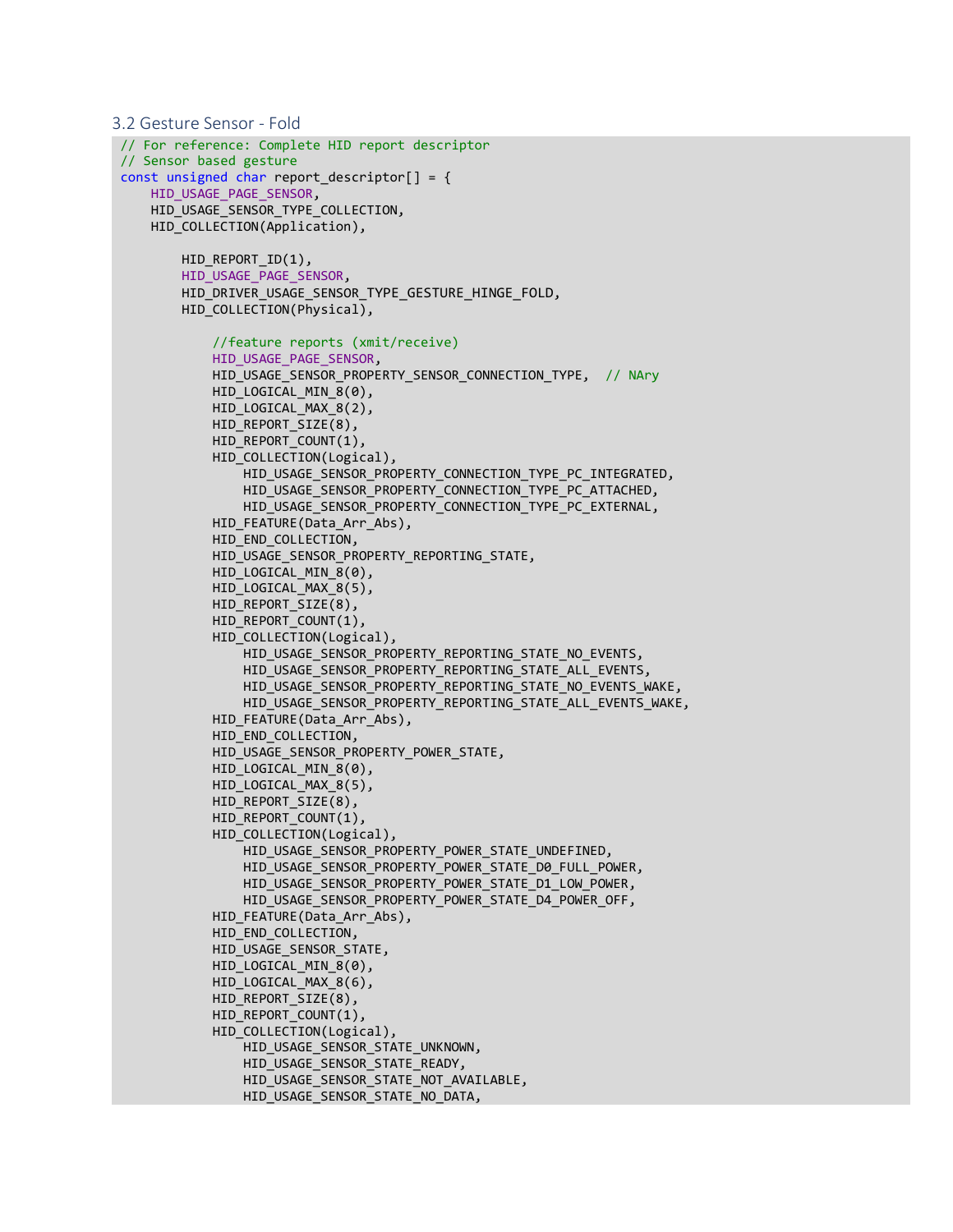### 3.2 Gesture Sensor - Fold

```
// For reference: Complete HID report descriptor
// Sensor based gesture
const unsigned char report_descriptor[] = {
    HID_USAGE_PAGE_SENSOR,
    HID_USAGE_SENSOR_TYPE_COLLECTION,
    HID_COLLECTION(Application),

        HID_REPORT_ID(1),
        HID_USAGE_PAGE_SENSOR,
        HID_DRIVER_USAGE_SENSOR_TYPE_GESTURE_HINGE_FOLD,
        HID_COLLECTION(Physical),

            //feature reports (xmit/receive)
            HID_USAGE_PAGE_SENSOR,
            HID_USAGE_SENSOR_PROPERTY_SENSOR_CONNECTION_TYPE,  // NAry
            HID_LOGICAL_MIN_8(0),
            HID_LOGICAL_MAX_8(2),
            HID_REPORT_SIZE(8),
            HID_REPORT_COUNT(1),
            HID_COLLECTION(Logical),
                HID_USAGE_SENSOR_PROPERTY_CONNECTION_TYPE_PC_INTEGRATED,
                HID_USAGE_SENSOR_PROPERTY_CONNECTION_TYPE_PC_ATTACHED,
                HID_USAGE_SENSOR_PROPERTY_CONNECTION_TYPE_PC_EXTERNAL,
            HID_FEATURE(Data_Arr_Abs),
            HID_END_COLLECTION,
            HID_USAGE_SENSOR_PROPERTY_REPORTING_STATE,
            HID_LOGICAL_MIN_8(0),
            HID_LOGICAL_MAX_8(5),
            HID_REPORT_SIZE(8),
            HID_REPORT_COUNT(1),
            HID_COLLECTION(Logical),
                HID_USAGE_SENSOR_PROPERTY_REPORTING_STATE_NO_EVENTS,
                HID_USAGE_SENSOR_PROPERTY_REPORTING_STATE_ALL_EVENTS,
                HID_USAGE_SENSOR_PROPERTY_REPORTING_STATE_NO_EVENTS_WAKE,
                HID_USAGE_SENSOR_PROPERTY_REPORTING_STATE_ALL_EVENTS_WAKE,
            HID_FEATURE(Data_Arr_Abs),
            HID_END_COLLECTION,
            HID_USAGE_SENSOR_PROPERTY_POWER_STATE,
            HID_LOGICAL_MIN_8(0),
            HID_LOGICAL_MAX_8(5),
            HID_REPORT_SIZE(8),
            HID_REPORT_COUNT(1),
            HID_COLLECTION(Logical),
                HID_USAGE_SENSOR_PROPERTY_POWER_STATE_UNDEFINED,
                HID_USAGE_SENSOR_PROPERTY_POWER_STATE_D0_FULL_POWER,
                HID_USAGE_SENSOR_PROPERTY_POWER_STATE_D1_LOW_POWER,
                HID_USAGE_SENSOR_PROPERTY_POWER_STATE_D4_POWER_OFF,
            HID_FEATURE(Data_Arr_Abs),
            HID_END_COLLECTION,
            HID_USAGE_SENSOR_STATE,
            HID_LOGICAL_MIN_8(0),
            HID_LOGICAL_MAX_8(6),
            HID_REPORT_SIZE(8),
            HID_REPORT_COUNT(1),
            HID_COLLECTION(Logical),
                HID_USAGE_SENSOR_STATE_UNKNOWN,
                HID_USAGE_SENSOR_STATE_READY,
                HID_USAGE_SENSOR_STATE_NOT_AVAILABLE,
                HID_USAGE_SENSOR_STATE_NO_DATA,
```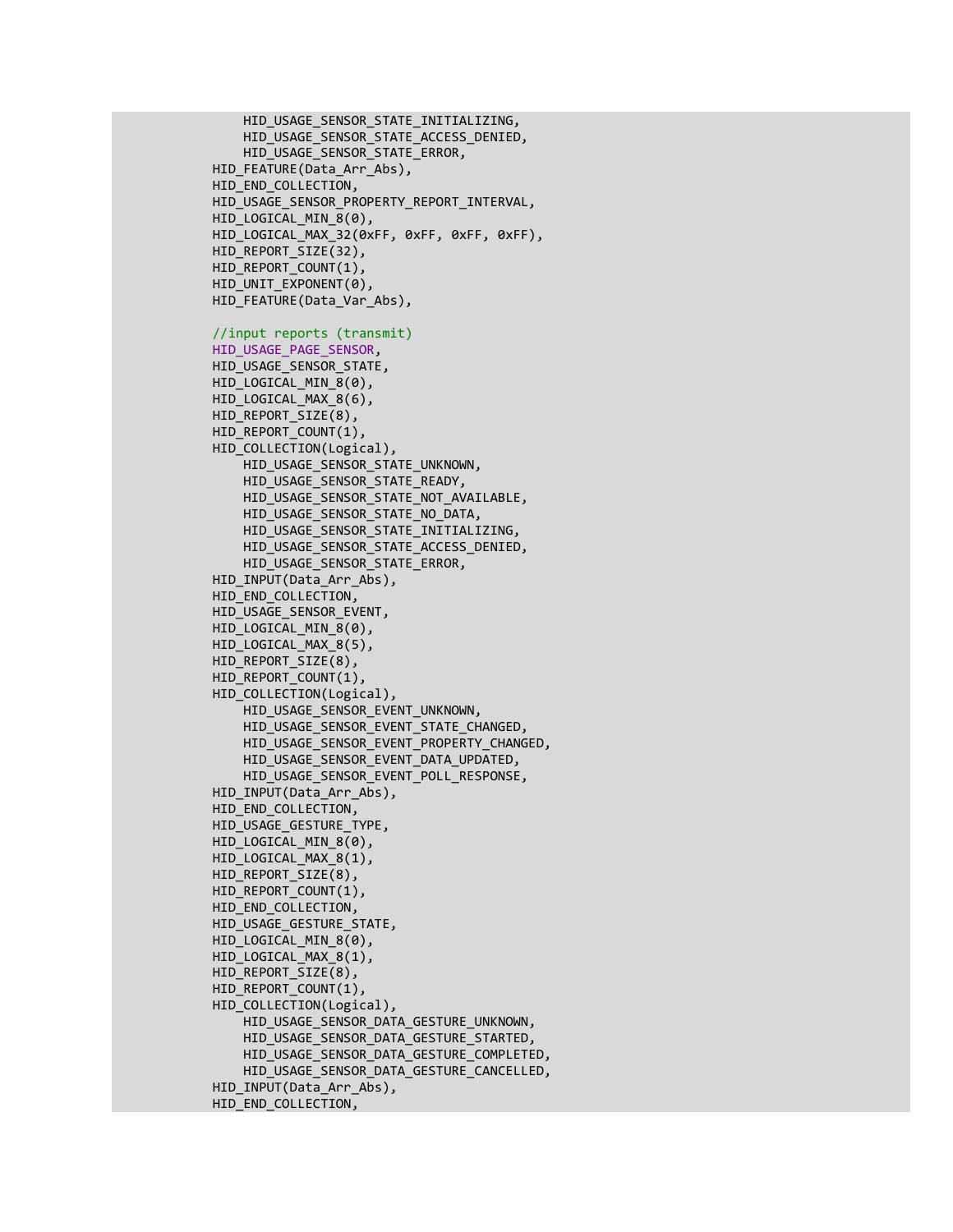```
            HID_USAGE_SENSOR_STATE_INITIALIZING,
            HID_USAGE_SENSOR_STATE_ACCESS_DENIED,
            HID_USAGE_SENSOR_STATE_ERROR,
        HID_FEATURE(Data_Arr_Abs),
        HID_END_COLLECTION,
        HID_USAGE_SENSOR_PROPERTY_REPORT_INTERVAL,
        HID_LOGICAL_MIN_8(0),
        HID_LOGICAL_MAX_32(0xFF, 0xFF, 0xFF, 0xFF),
        HID_REPORT_SIZE(32),
        HID_REPORT_COUNT(1),
        HID_UNIT_EXPONENT(0),
        HID_FEATURE(Data_Var_Abs),

        //input reports (transmit)
        HID_USAGE_PAGE_SENSOR,
        HID_USAGE_SENSOR_STATE,
        HID_LOGICAL_MIN_8(0),
        HID_LOGICAL_MAX_8(6),
        HID_REPORT_SIZE(8),
        HID_REPORT_COUNT(1),
        HID_COLLECTION(Logical),
            HID_USAGE_SENSOR_STATE_UNKNOWN,
            HID_USAGE_SENSOR_STATE_READY,
            HID_USAGE_SENSOR_STATE_NOT_AVAILABLE,
            HID_USAGE_SENSOR_STATE_NO_DATA,
            HID_USAGE_SENSOR_STATE_INITIALIZING,
            HID_USAGE_SENSOR_STATE_ACCESS_DENIED,
            HID_USAGE_SENSOR_STATE_ERROR,
        HID_INPUT(Data_Arr_Abs),
        HID_END_COLLECTION,
        HID_USAGE_SENSOR_EVENT,
        HID_LOGICAL_MIN_8(0),
        HID_LOGICAL_MAX_8(5),
        HID_REPORT_SIZE(8),
        HID_REPORT_COUNT(1),
        HID_COLLECTION(Logical),
            HID_USAGE_SENSOR_EVENT_UNKNOWN,
            HID_USAGE_SENSOR_EVENT_STATE_CHANGED,
            HID_USAGE_SENSOR_EVENT_PROPERTY_CHANGED,
            HID_USAGE_SENSOR_EVENT_DATA_UPDATED,
            HID_USAGE_SENSOR_EVENT_POLL_RESPONSE,
        HID_INPUT(Data_Arr_Abs),
        HID_END_COLLECTION,
        HID_USAGE_GESTURE_TYPE,
        HID_LOGICAL_MIN_8(0),
        HID_LOGICAL_MAX_8(1),
        HID_REPORT_SIZE(8),
        HID_REPORT_COUNT(1),
        HID_END_COLLECTION,
        HID_USAGE_GESTURE_STATE,
        HID_LOGICAL_MIN_8(0),
        HID_LOGICAL_MAX_8(1),
        HID_REPORT_SIZE(8),
        HID_REPORT_COUNT(1),
        HID_COLLECTION(Logical),
            HID_USAGE_SENSOR_DATA_GESTURE_UNKNOWN,
            HID_USAGE_SENSOR_DATA_GESTURE_STARTED,
            HID_USAGE_SENSOR_DATA_GESTURE_COMPLETED,
            HID_USAGE_SENSOR_DATA_GESTURE_CANCELLED,
        HID_INPUT(Data_Arr_Abs),
        HID_END_COLLECTION,
```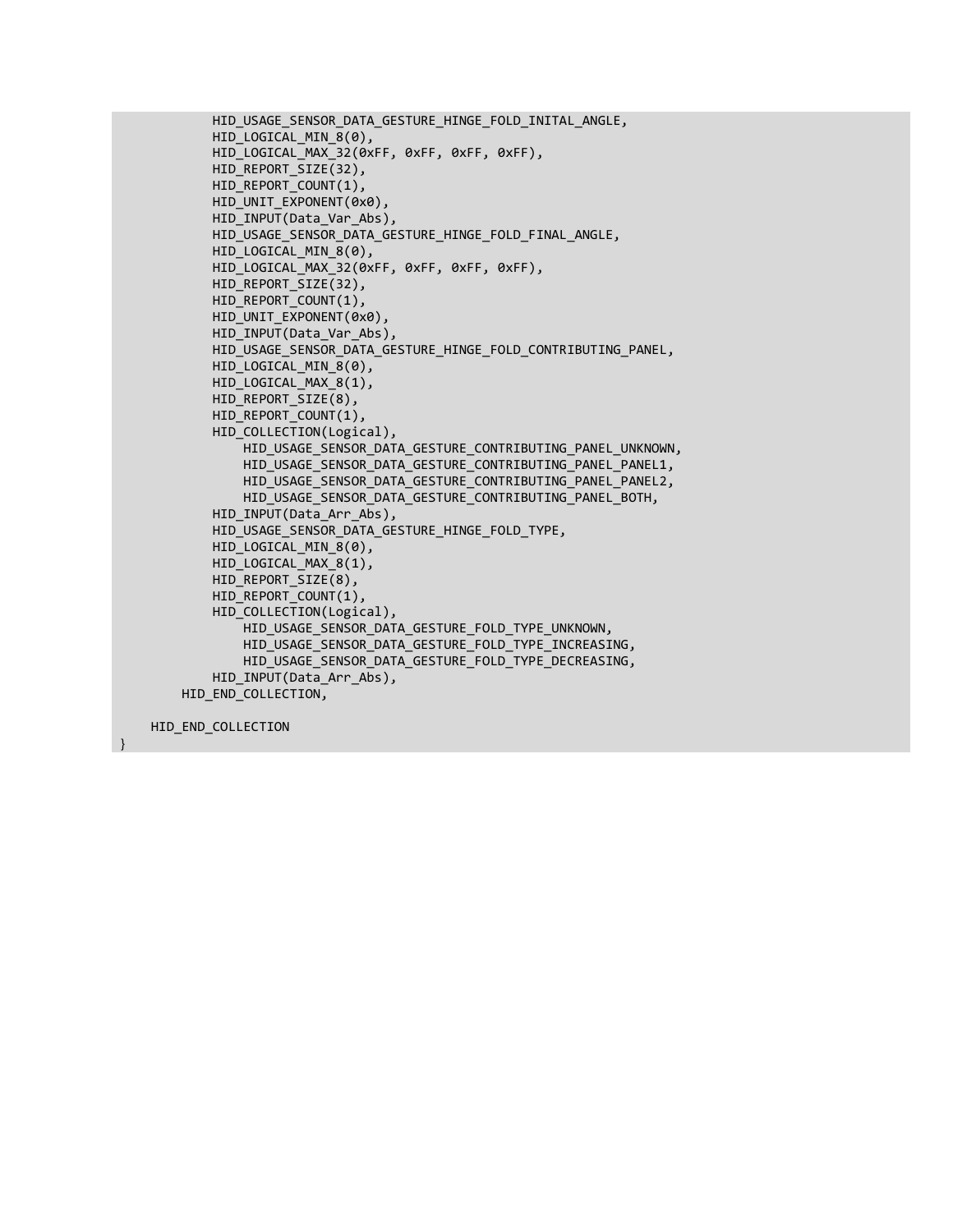```
            HID_USAGE_SENSOR_DATA_GESTURE_HINGE_FOLD_INITAL_ANGLE,
            HID_LOGICAL_MIN_8(0),
            HID_LOGICAL_MAX_32(0xFF, 0xFF, 0xFF, 0xFF),
            HID_REPORT_SIZE(32),
            HID_REPORT_COUNT(1),
            HID_UNIT_EXPONENT(0x0),
            HID_INPUT(Data_Var_Abs),
            HID_USAGE_SENSOR_DATA_GESTURE_HINGE_FOLD_FINAL_ANGLE,
            HID_LOGICAL_MIN_8(0),
            HID_LOGICAL_MAX_32(0xFF, 0xFF, 0xFF, 0xFF),
            HID_REPORT_SIZE(32),
            HID_REPORT_COUNT(1),
            HID_UNIT_EXPONENT(0x0),
            HID_INPUT(Data_Var_Abs),
            HID_USAGE_SENSOR_DATA_GESTURE_HINGE_FOLD_CONTRIBUTING_PANEL,
            HID_LOGICAL_MIN_8(0),
            HID_LOGICAL_MAX_8(1),
            HID_REPORT_SIZE(8),
            HID_REPORT_COUNT(1),
            HID_COLLECTION(Logical),
                HID_USAGE_SENSOR_DATA_GESTURE_CONTRIBUTING_PANEL_UNKNOWN,
                HID_USAGE_SENSOR_DATA_GESTURE_CONTRIBUTING_PANEL_PANEL1,
                HID_USAGE_SENSOR_DATA_GESTURE_CONTRIBUTING_PANEL_PANEL2,
                HID_USAGE_SENSOR_DATA_GESTURE_CONTRIBUTING_PANEL_BOTH,
            HID_INPUT(Data_Arr_Abs),
            HID_USAGE_SENSOR_DATA_GESTURE_HINGE_FOLD_TYPE,
            HID_LOGICAL_MIN_8(0),
            HID_LOGICAL_MAX_8(1),
            HID_REPORT_SIZE(8),
            HID_REPORT_COUNT(1),
            HID_COLLECTION(Logical),
                HID_USAGE_SENSOR_DATA_GESTURE_FOLD_TYPE_UNKNOWN,
                HID_USAGE_SENSOR_DATA_GESTURE_FOLD_TYPE_INCREASING,
                HID_USAGE_SENSOR_DATA_GESTURE_FOLD_TYPE_DECREASING,
            HID_INPUT(Data_Arr_Abs),
        HID_END_COLLECTION,

    HID_END_COLLECTION
}
```